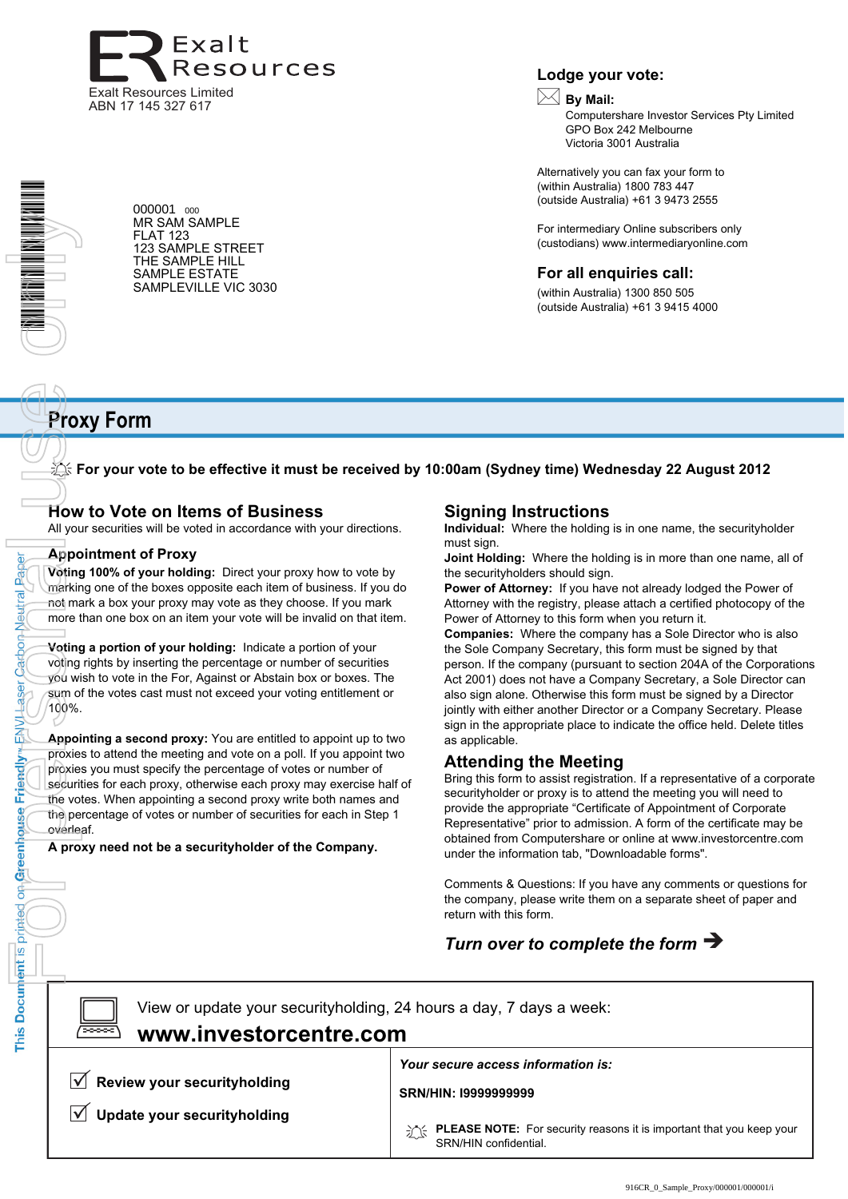Exalt Resources

Exalt Resources Limited
ABN 17 145 327 617

000001 000
MR SAM SAMPLE
FLAT 123
123 SAMPLE STREET
THE SAMPLE HILL
SAMPLE ESTATE
SAMPLEVILLE VIC 3030

## Lodge your vote:

**By Mail:**
Computershare Investor Services Pty Limited
GPO Box 242 Melbourne
Victoria 3001 Australia

Alternatively you can fax your form to
(within Australia) 1800 783 447
(outside Australia) +61 3 9473 2555

For intermediary Online subscribers only
(custodians) www.intermediaryonline.com

## For all enquiries call:

(within Australia) 1300 850 505
(outside Australia) +61 3 9415 4000

# Proxy Form

**For your vote to be effective it must be received by 10:00am (Sydney time) Wednesday 22 August 2012**

## How to Vote on Items of Business

All your securities will be voted in accordance with your directions.

### Appointment of Proxy

**Voting 100% of your holding:** Direct your proxy how to vote by marking one of the boxes opposite each item of business. If you do not mark a box your proxy may vote as they choose. If you mark more than one box on an item your vote will be invalid on that item.

**Voting a portion of your holding:** Indicate a portion of your voting rights by inserting the percentage or number of securities you wish to vote in the For, Against or Abstain box or boxes. The sum of the votes cast must not exceed your voting entitlement or 100%.

**Appointing a second proxy:** You are entitled to appoint up to two proxies to attend the meeting and vote on a poll. If you appoint two proxies you must specify the percentage of votes or number of securities for each proxy, otherwise each proxy may exercise half of the votes. When appointing a second proxy write both names and the percentage of votes or number of securities for each in Step 1 overleaf.

**A proxy need not be a securityholder of the Company.**

## Signing Instructions

**Individual:** Where the holding is in one name, the securityholder must sign.

**Joint Holding:** Where the holding is in more than one name, all of the securityholders should sign.

**Power of Attorney:** If you have not already lodged the Power of Attorney with the registry, please attach a certified photocopy of the Power of Attorney to this form when you return it.

**Companies:** Where the company has a Sole Director who is also the Sole Company Secretary, this form must be signed by that person. If the company (pursuant to section 204A of the Corporations Act 2001) does not have a Company Secretary, a Sole Director can also sign alone. Otherwise this form must be signed by a Director jointly with either another Director or a Company Secretary. Please sign in the appropriate place to indicate the office held. Delete titles as applicable.

## Attending the Meeting

Bring this form to assist registration. If a representative of a corporate securityholder or proxy is to attend the meeting you will need to provide the appropriate "Certificate of Appointment of Corporate Representative" prior to admission. A form of the certificate may be obtained from Computershare or online at www.investorcentre.com under the information tab, "Downloadable forms".

Comments & Questions: If you have any comments or questions for the company, please write them on a separate sheet of paper and return with this form.

***Turn over to complete the form →***

View or update your securityholding, 24 hours a day, 7 days a week:

**www.investorcentre.com**

☑ **Review your securityholding**

☑ **Update your securityholding**

***Your secure access information is:***

**SRN/HIN: I9999999999**

**PLEASE NOTE:** For security reasons it is important that you keep your SRN/HIN confidential.

This Document is printed on Greenhouse Friendly™ ENVI Laser Carbon Neutral Paper

916CR_0_Sample_Proxy/000001/000001/i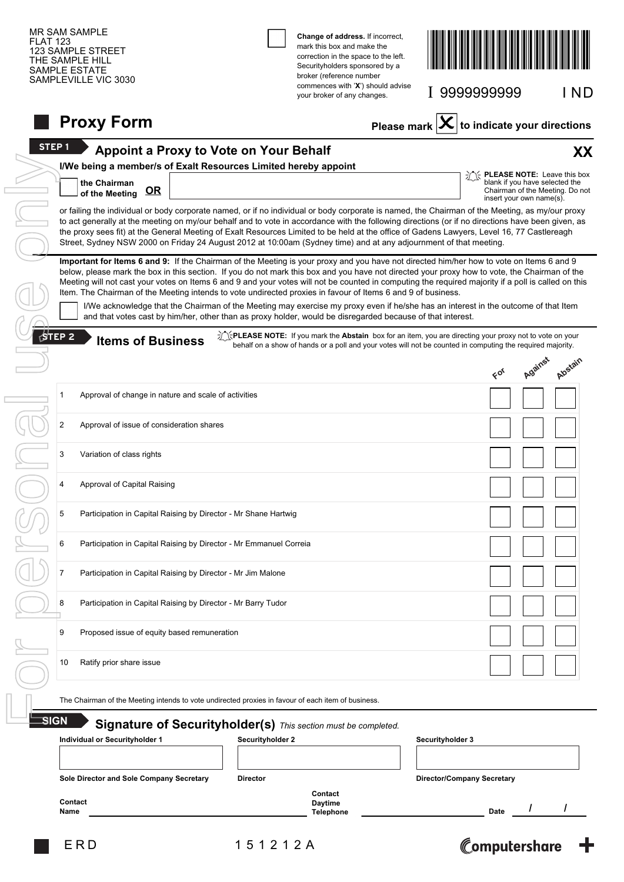MR SAM SAMPLE
FLAT 123
123 SAMPLE STREET
THE SAMPLE HILL
SAMPLE ESTATE
SAMPLEVILLE VIC 3030

☐ **Change of address.** If incorrect, mark this box and make the correction in the space to the left. Securityholders sponsored by a broker (reference number commences with '**X**') should advise your broker of any changes.

I 9999999999 IND

# Proxy Form

**Please mark ☒ to indicate your directions**

## STEP 1 Appoint a Proxy to Vote on Your Behalf

**XX**

**I/We being a member/s of Exalt Resources Limited hereby appoint**

☐ **the Chairman of the Meeting** **OR** ________________

**PLEASE NOTE:** Leave this box blank if you have selected the Chairman of the Meeting. Do not insert your own name(s).

or failing the individual or body corporate named, or if no individual or body corporate is named, the Chairman of the Meeting, as my/our proxy to act generally at the meeting on my/our behalf and to vote in accordance with the following directions (or if no directions have been given, as the proxy sees fit) at the General Meeting of Exalt Resources Limited to be held at the office of Gadens Lawyers, Level 16, 77 Castlereagh Street, Sydney NSW 2000 on Friday 24 August 2012 at 10:00am (Sydney time) and at any adjournment of that meeting.

**Important for Items 6 and 9:** If the Chairman of the Meeting is your proxy and you have not directed him/her how to vote on Items 6 and 9 below, please mark the box in this section. If you do not mark this box and you have not directed your proxy how to vote, the Chairman of the Meeting will not cast your votes on Items 6 and 9 and your votes will not be counted in computing the required majority if a poll is called on this Item. The Chairman of the Meeting intends to vote undirected proxies in favour of Items 6 and 9 of business.

☐ I/We acknowledge that the Chairman of the Meeting may exercise my proxy even if he/she has an interest in the outcome of that Item and that votes cast by him/her, other than as proxy holder, would be disregarded because of that interest.

## STEP 2 Items of Business

**PLEASE NOTE:** If you mark the **Abstain** box for an item, you are directing your proxy not to vote on your behalf on a show of hands or a poll and your votes will not be counted in computing the required majority.

| | | For | Against | Abstain |
|---|---|---|---|---|
| 1 | Approval of change in nature and scale of activities | ☐ | ☐ | ☐ |
| 2 | Approval of issue of consideration shares | ☐ | ☐ | ☐ |
| 3 | Variation of class rights | ☐ | ☐ | ☐ |
| 4 | Approval of Capital Raising | ☐ | ☐ | ☐ |
| 5 | Participation in Capital Raising by Director - Mr Shane Hartwig | ☐ | ☐ | ☐ |
| 6 | Participation in Capital Raising by Director - Mr Emmanuel Correia | ☐ | ☐ | ☐ |
| 7 | Participation in Capital Raising by Director - Mr Jim Malone | ☐ | ☐ | ☐ |
| 8 | Participation in Capital Raising by Director - Mr Barry Tudor | ☐ | ☐ | ☐ |
| 9 | Proposed issue of equity based remuneration | ☐ | ☐ | ☐ |
| 10 | Ratify prior share issue | ☐ | ☐ | ☐ |

The Chairman of the Meeting intends to vote undirected proxies in favour of each item of business.

## SIGN Signature of Securityholder(s) *This section must be completed.*

| Individual or Securityholder 1 | Securityholder 2 | Securityholder 3 |
|---|---|---|
| | | |
| Sole Director and Sole Company Secretary | Director | Director/Company Secretary |

Contact Name ________________ Contact Daytime Telephone ________________ Date ___ / ___ / ___

ERD 151212A

For personal use only